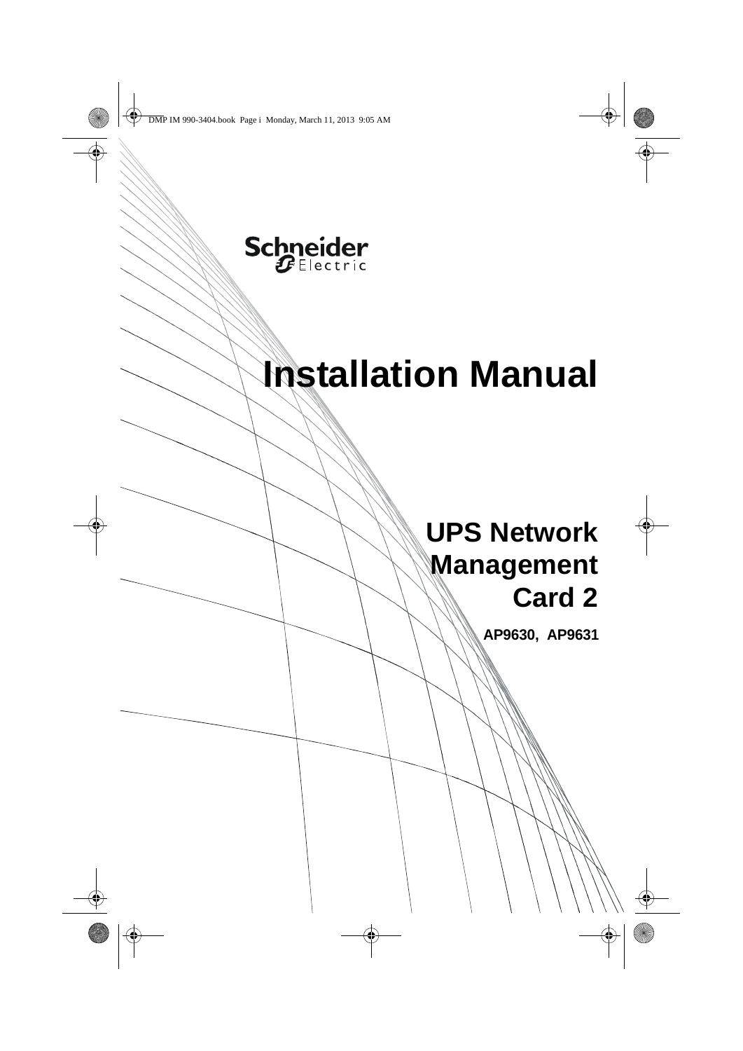Schneider Electric

# Installation Manual

## UPS Network Management Card 2

**AP9630, AP9631**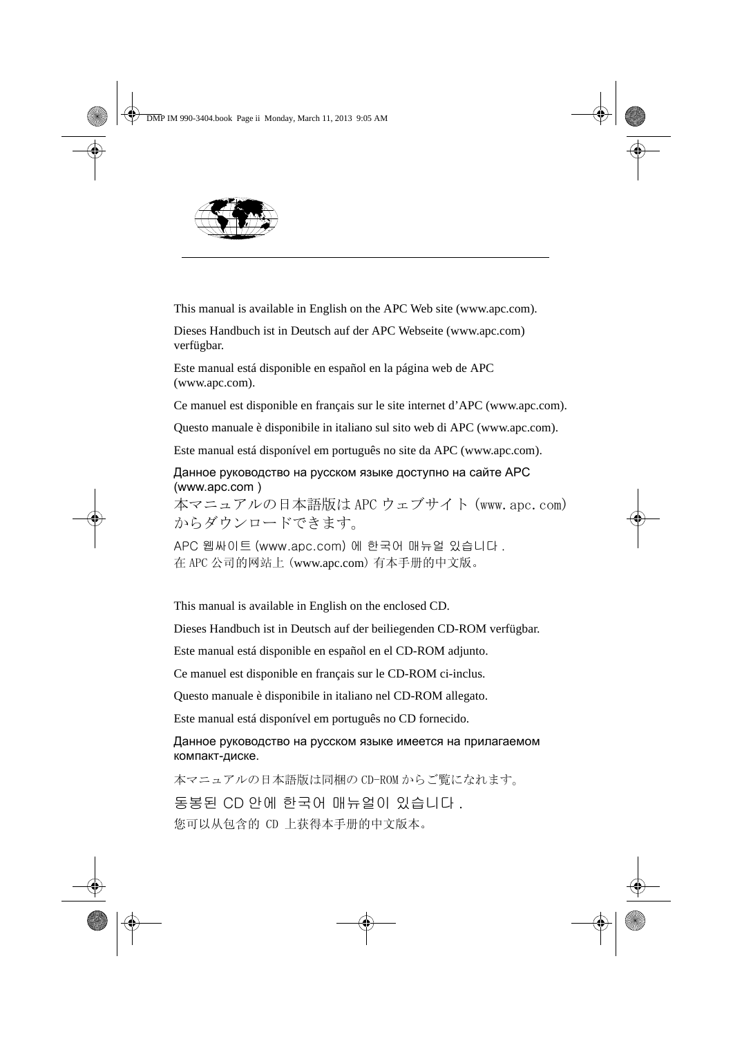This manual is available in English on the APC Web site (www.apc.com).

Dieses Handbuch ist in Deutsch auf der APC Webseite (www.apc.com) verfügbar.

Este manual está disponible en español en la página web de APC (www.apc.com).

Ce manuel est disponible en français sur le site internet d’APC (www.apc.com).

Questo manuale è disponibile in italiano sul sito web di APC (www.apc.com).

Este manual está disponível em português no site da APC (www.apc.com).

Данное руководство на русском языке доступно на сайте APC (www.apc.com )

本マニュアルの日本語版は APC ウェブサイト (www.apc.com) からダウンロードできます。

APC 웹싸이트 (www.apc.com) 에 한국어 매뉴얼 있습니다 .

在 APC 公司的网站上 (www.apc.com) 有本手册的中文版。

This manual is available in English on the enclosed CD.

Dieses Handbuch ist in Deutsch auf der beiliegenden CD-ROM verfügbar.

Este manual está disponible en español en el CD-ROM adjunto.

Ce manuel est disponible en français sur le CD-ROM ci-inclus.

Questo manuale è disponibile in italiano nel CD-ROM allegato.

Este manual está disponível em português no CD fornecido.

Данное руководство на русском языке имеется на прилагаемом компакт-диске.

本マニュアルの日本語版は同梱の CD-ROM からご覧になれます。

동봉된 CD 안에 한국어 매뉴얼이 있습니다 .

您可以从包含的 CD 上获得本手册的中文版本。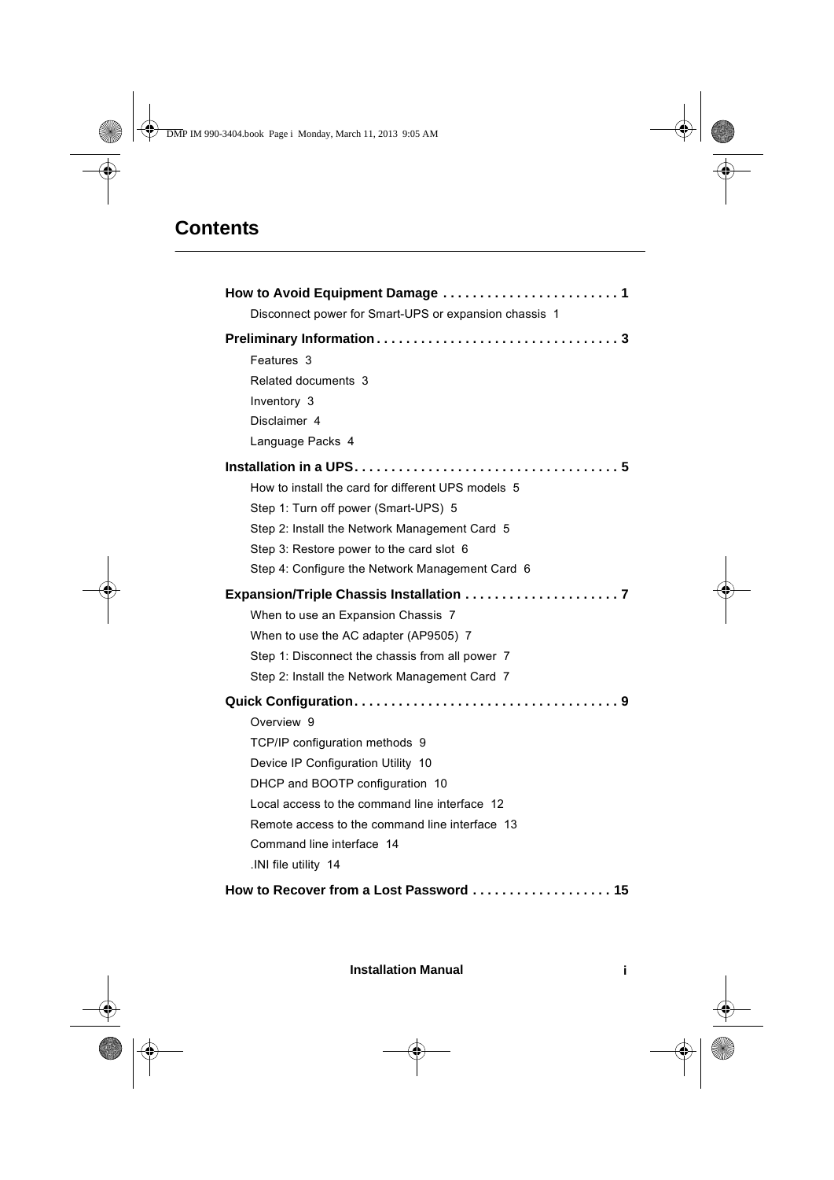# Contents

**How to Avoid Equipment Damage . . . . . . . . . . . . . . . . . . . . . . . . 1**

Disconnect power for Smart-UPS or expansion chassis 1

**Preliminary Information . . . . . . . . . . . . . . . . . . . . . . . . . . . . . . . . 3**

Features 3

Related documents 3

Inventory 3

Disclaimer 4

Language Packs 4

**Installation in a UPS . . . . . . . . . . . . . . . . . . . . . . . . . . . . . . . . . . . 5**

How to install the card for different UPS models 5

Step 1: Turn off power (Smart-UPS) 5

Step 2: Install the Network Management Card 5

Step 3: Restore power to the card slot 6

Step 4: Configure the Network Management Card 6

**Expansion/Triple Chassis Installation . . . . . . . . . . . . . . . . . . . . . 7**

When to use an Expansion Chassis 7

When to use the AC adapter (AP9505) 7

Step 1: Disconnect the chassis from all power 7

Step 2: Install the Network Management Card 7

**Quick Configuration . . . . . . . . . . . . . . . . . . . . . . . . . . . . . . . . . . . 9**

Overview 9

TCP/IP configuration methods 9

Device IP Configuration Utility 10

DHCP and BOOTP configuration 10

Local access to the command line interface 12

Remote access to the command line interface 13

Command line interface 14

.INI file utility 14

**How to Recover from a Lost Password . . . . . . . . . . . . . . . . . . . 15**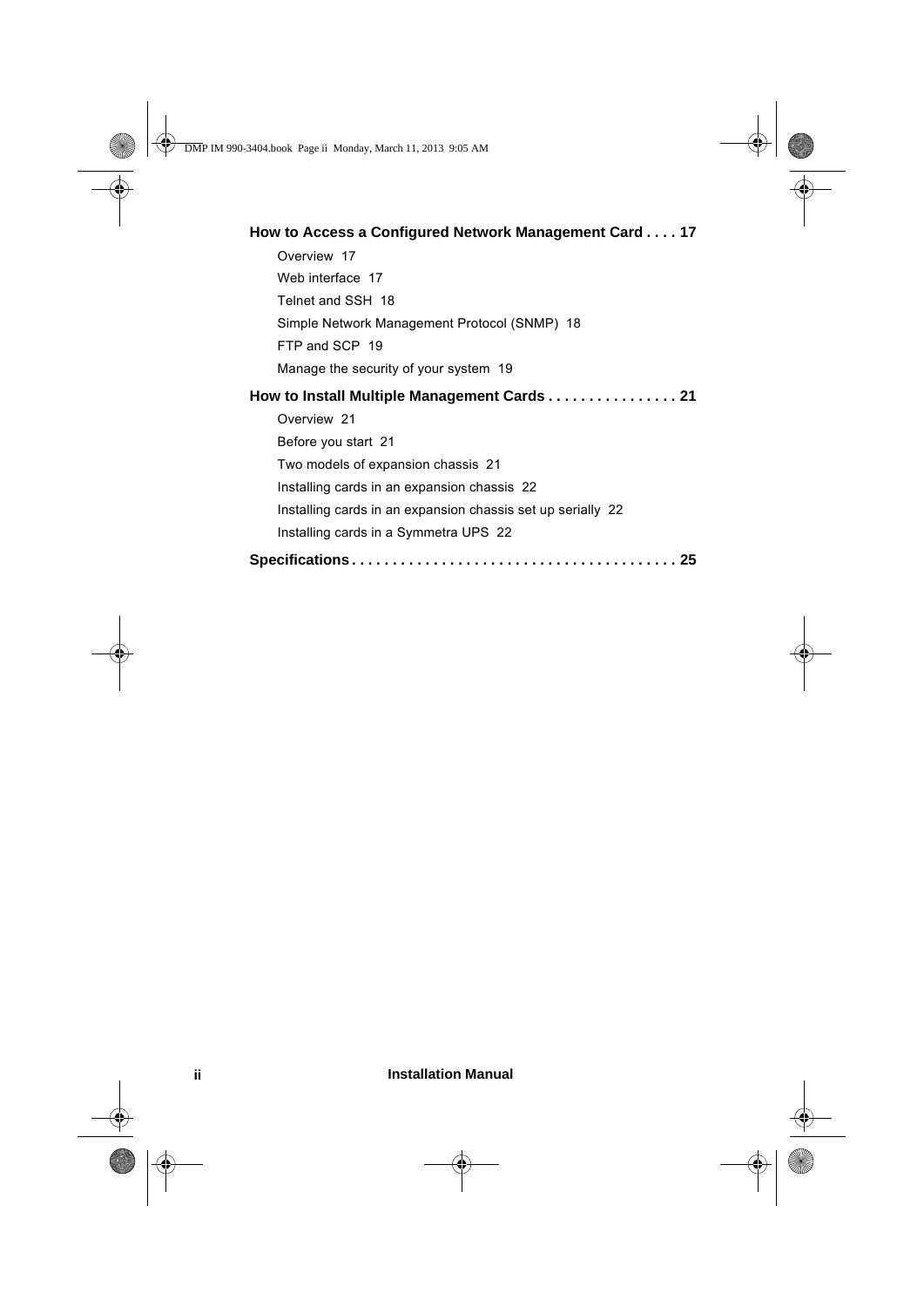**How to Access a Configured Network Management Card . . . . 17**

Overview 17

Web interface 17

Telnet and SSH 18

Simple Network Management Protocol (SNMP) 18

FTP and SCP 19

Manage the security of your system 19

**How to Install Multiple Management Cards . . . . . . . . . . . . . . . . 21**

Overview 21

Before you start 21

Two models of expansion chassis 21

Installing cards in an expansion chassis 22

Installing cards in an expansion chassis set up serially 22

Installing cards in a Symmetra UPS 22

**Specifications . . . . . . . . . . . . . . . . . . . . . . . . . . . . . . . . . . . . . . . . 25**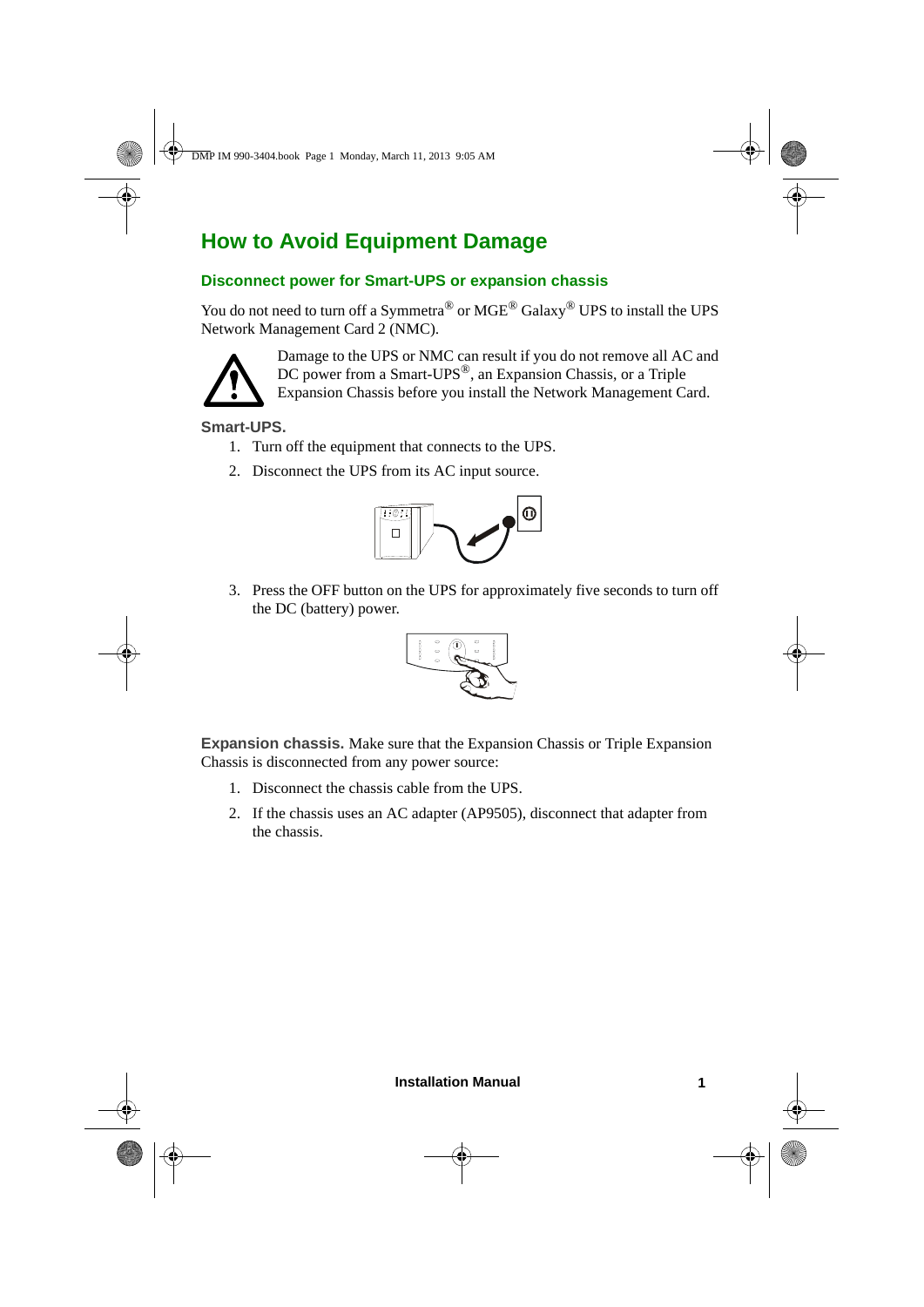# How to Avoid Equipment Damage

## Disconnect power for Smart-UPS or expansion chassis

You do not need to turn off a Symmetra® or MGE® Galaxy® UPS to install the UPS Network Management Card 2 (NMC).

Damage to the UPS or NMC can result if you do not remove all AC and DC power from a Smart-UPS®, an Expansion Chassis, or a Triple Expansion Chassis before you install the Network Management Card.

### Smart-UPS.

1. Turn off the equipment that connects to the UPS.
2. Disconnect the UPS from its AC input source.
3. Press the OFF button on the UPS for approximately five seconds to turn off the DC (battery) power.

**Expansion chassis.** Make sure that the Expansion Chassis or Triple Expansion Chassis is disconnected from any power source:

1. Disconnect the chassis cable from the UPS.
2. If the chassis uses an AC adapter (AP9505), disconnect that adapter from the chassis.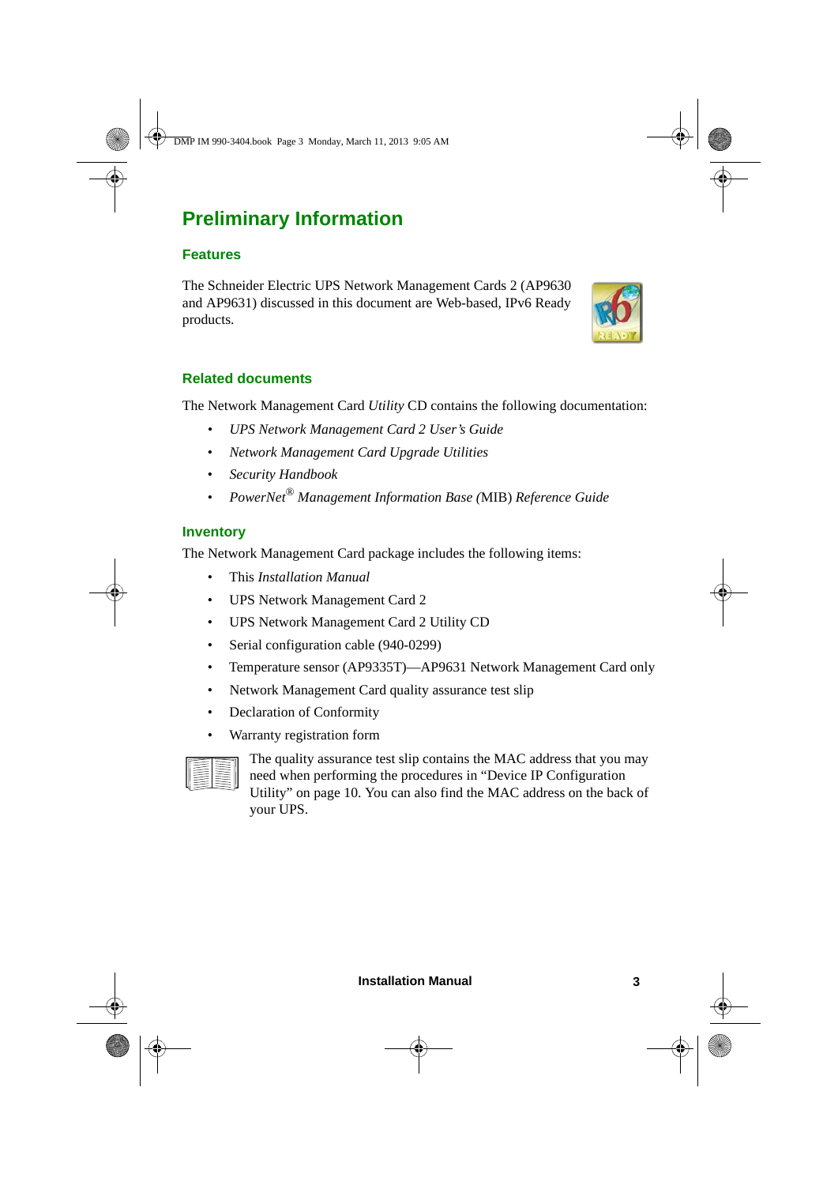# Preliminary Information

## Features

The Schneider Electric UPS Network Management Cards 2 (AP9630 and AP9631) discussed in this document are Web-based, IPv6 Ready products.

## Related documents

The Network Management Card *Utility* CD contains the following documentation:

- *UPS Network Management Card 2 User's Guide*
- *Network Management Card Upgrade Utilities*
- *Security Handbook*
- *PowerNet® Management Information Base (*MIB) *Reference Guide*

## Inventory

The Network Management Card package includes the following items:

- This *Installation Manual*
- UPS Network Management Card 2
- UPS Network Management Card 2 Utility CD
- Serial configuration cable (940-0299)
- Temperature sensor (AP9335T)—AP9631 Network Management Card only
- Network Management Card quality assurance test slip
- Declaration of Conformity
- Warranty registration form

The quality assurance test slip contains the MAC address that you may need when performing the procedures in "Device IP Configuration Utility" on page 10. You can also find the MAC address on the back of your UPS.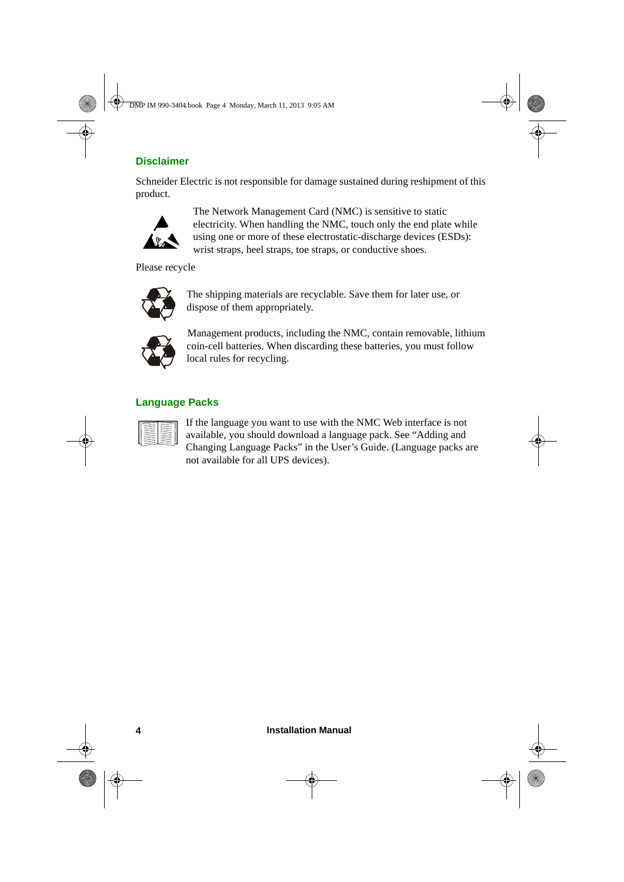## Disclaimer

Schneider Electric is not responsible for damage sustained during reshipment of this product.

The Network Management Card (NMC) is sensitive to static electricity. When handling the NMC, touch only the end plate while using one or more of these electrostatic-discharge devices (ESDs): wrist straps, heel straps, toe straps, or conductive shoes.

Please recycle

The shipping materials are recyclable. Save them for later use, or dispose of them appropriately.

Management products, including the NMC, contain removable, lithium coin-cell batteries. When discarding these batteries, you must follow local rules for recycling.

## Language Packs

If the language you want to use with the NMC Web interface is not available, you should download a language pack. See "Adding and Changing Language Packs" in the User's Guide. (Language packs are not available for all UPS devices).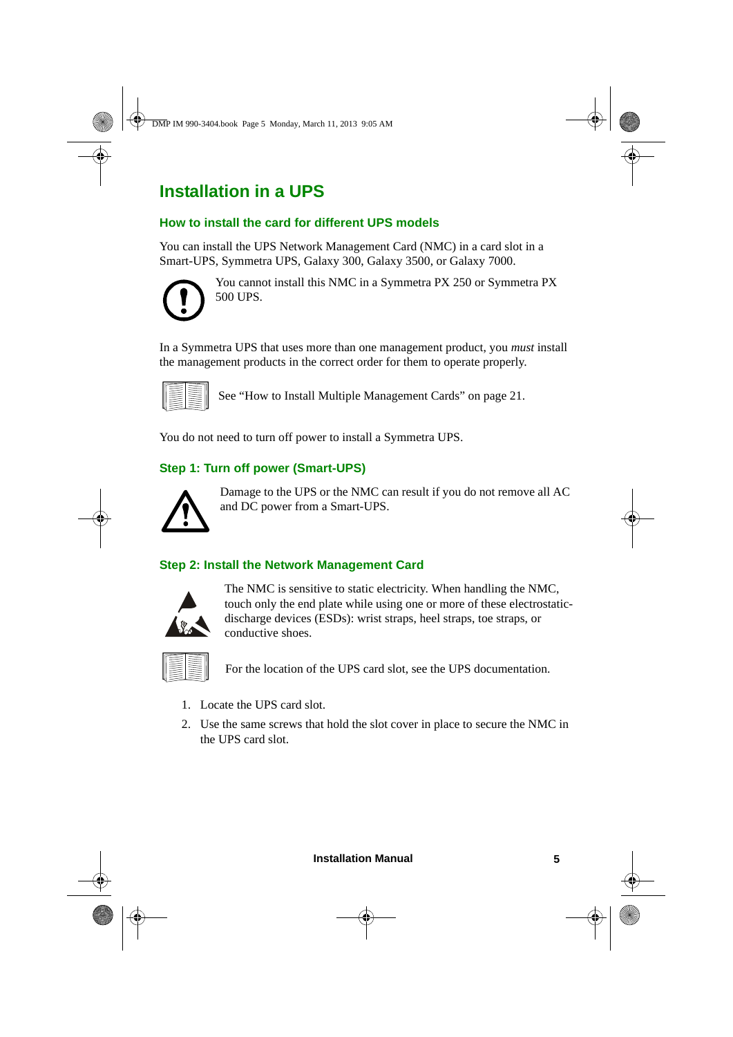# Installation in a UPS

## How to install the card for different UPS models

You can install the UPS Network Management Card (NMC) in a card slot in a Smart-UPS, Symmetra UPS, Galaxy 300, Galaxy 3500, or Galaxy 7000.

You cannot install this NMC in a Symmetra PX 250 or Symmetra PX 500 UPS.

In a Symmetra UPS that uses more than one management product, you *must* install the management products in the correct order for them to operate properly.

See "How to Install Multiple Management Cards" on page 21.

You do not need to turn off power to install a Symmetra UPS.

## Step 1: Turn off power (Smart-UPS)

Damage to the UPS or the NMC can result if you do not remove all AC and DC power from a Smart-UPS.

## Step 2: Install the Network Management Card

The NMC is sensitive to static electricity. When handling the NMC, touch only the end plate while using one or more of these electrostatic-discharge devices (ESDs): wrist straps, heel straps, toe straps, or conductive shoes.

For the location of the UPS card slot, see the UPS documentation.

1. Locate the UPS card slot.
2. Use the same screws that hold the slot cover in place to secure the NMC in the UPS card slot.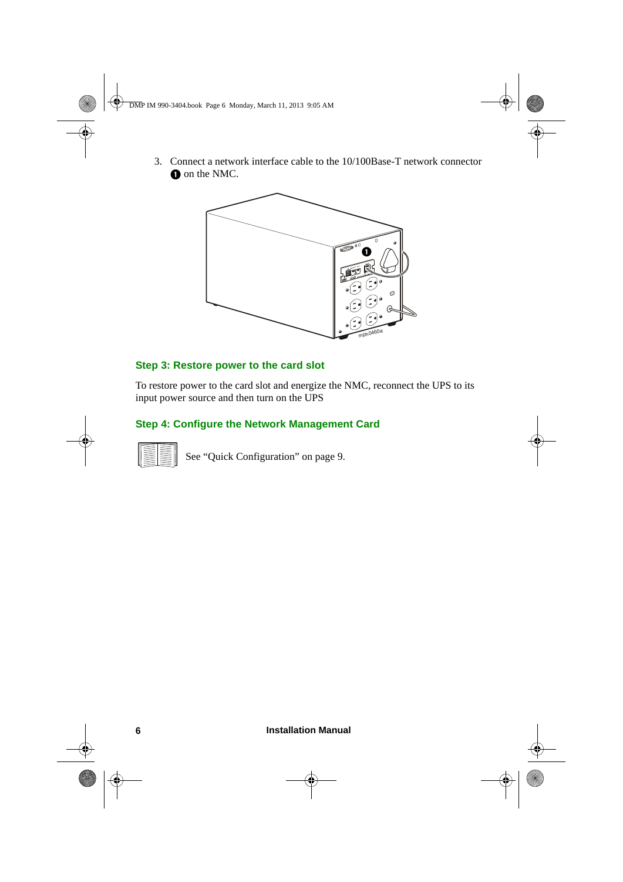3. Connect a network interface cable to the 10/100Base-T network connector ❶ on the NMC.

### Step 3: Restore power to the card slot

To restore power to the card slot and energize the NMC, reconnect the UPS to its input power source and then turn on the UPS

### Step 4: Configure the Network Management Card

See “Quick Configuration” on page 9.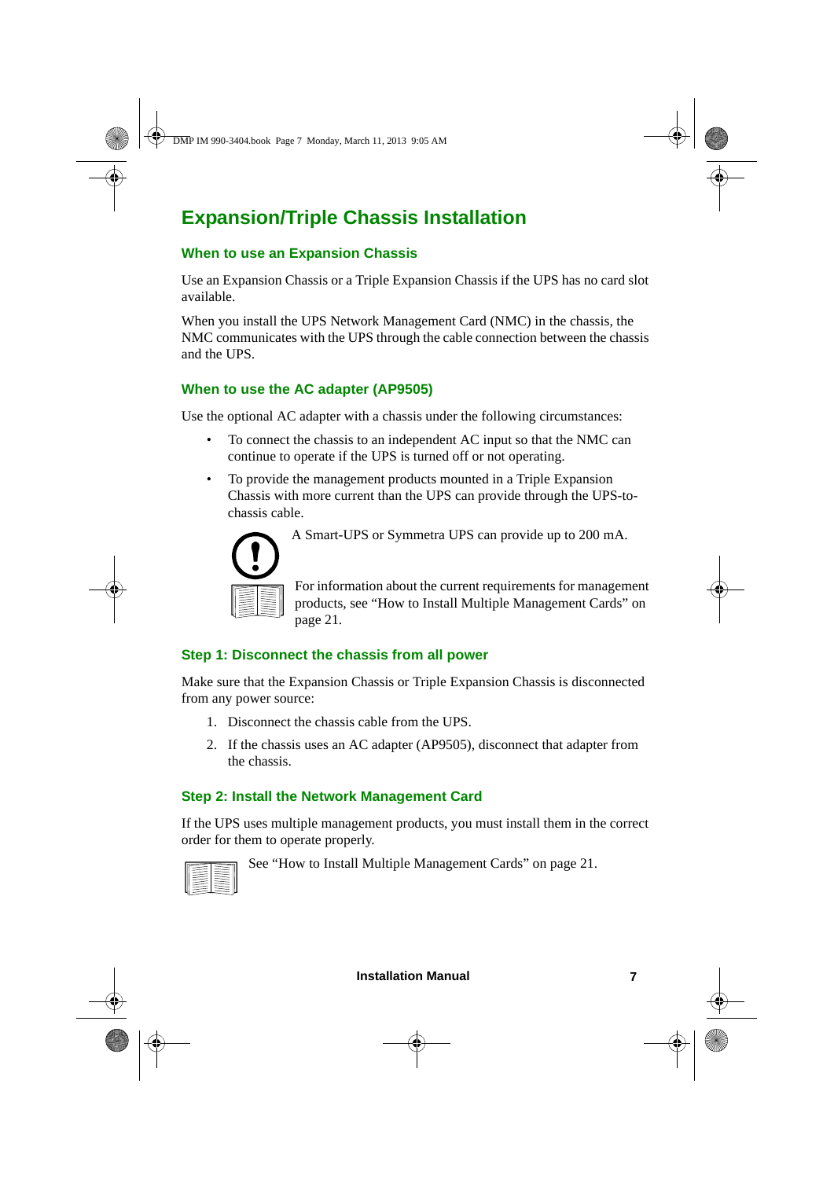# Expansion/Triple Chassis Installation

## When to use an Expansion Chassis

Use an Expansion Chassis or a Triple Expansion Chassis if the UPS has no card slot available.

When you install the UPS Network Management Card (NMC) in the chassis, the NMC communicates with the UPS through the cable connection between the chassis and the UPS.

## When to use the AC adapter (AP9505)

Use the optional AC adapter with a chassis under the following circumstances:

- To connect the chassis to an independent AC input so that the NMC can continue to operate if the UPS is turned off or not operating.
- To provide the management products mounted in a Triple Expansion Chassis with more current than the UPS can provide through the UPS-to-chassis cable.

A Smart-UPS or Symmetra UPS can provide up to 200 mA.

For information about the current requirements for management products, see “How to Install Multiple Management Cards” on page 21.

## Step 1: Disconnect the chassis from all power

Make sure that the Expansion Chassis or Triple Expansion Chassis is disconnected from any power source:

1. Disconnect the chassis cable from the UPS.
2. If the chassis uses an AC adapter (AP9505), disconnect that adapter from the chassis.

## Step 2: Install the Network Management Card

If the UPS uses multiple management products, you must install them in the correct order for them to operate properly.

See “How to Install Multiple Management Cards” on page 21.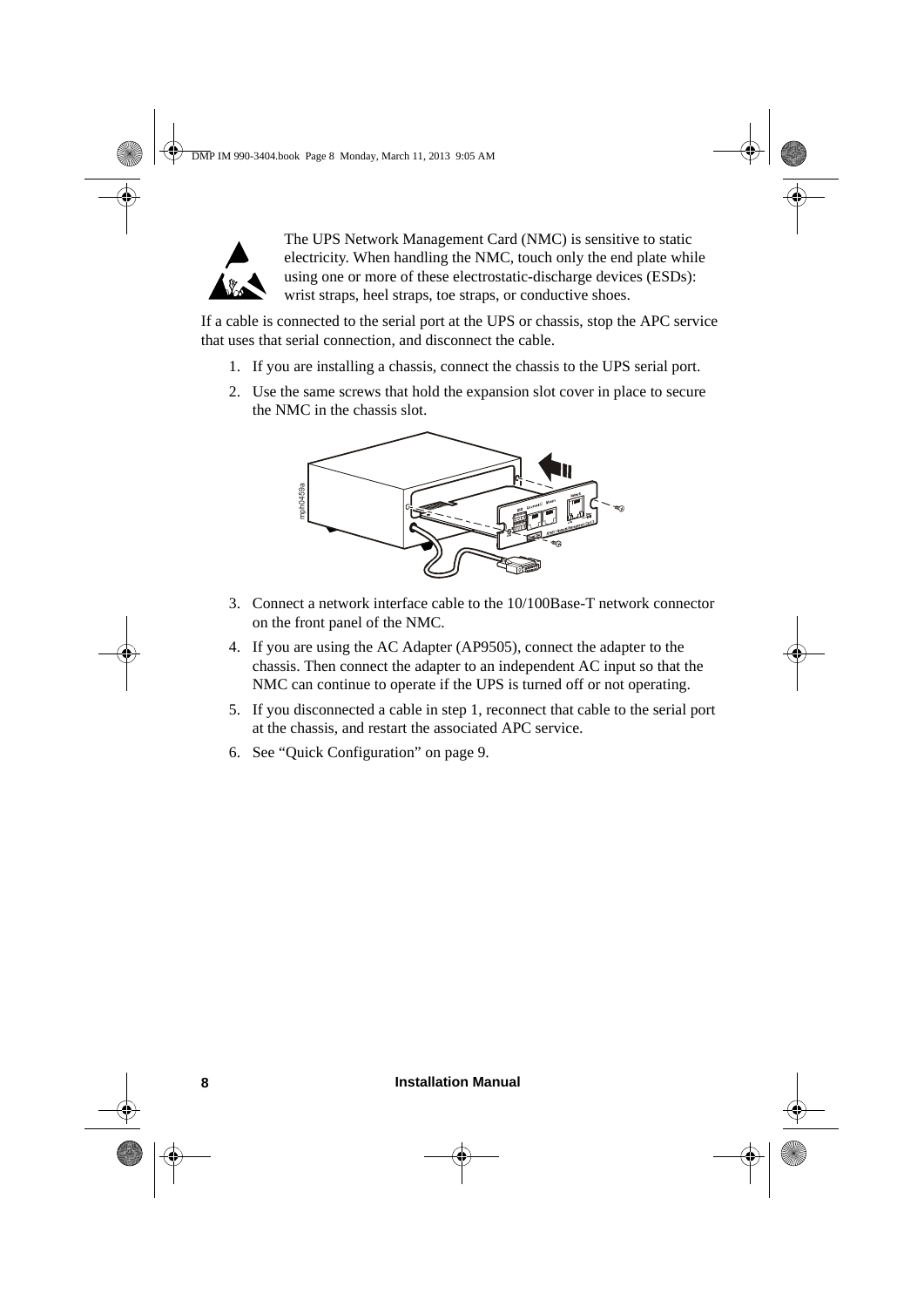The UPS Network Management Card (NMC) is sensitive to static electricity. When handling the NMC, touch only the end plate while using one or more of these electrostatic-discharge devices (ESDs): wrist straps, heel straps, toe straps, or conductive shoes.

If a cable is connected to the serial port at the UPS or chassis, stop the APC service that uses that serial connection, and disconnect the cable.

1. If you are installing a chassis, connect the chassis to the UPS serial port.
2. Use the same screws that hold the expansion slot cover in place to secure the NMC in the chassis slot.
3. Connect a network interface cable to the 10/100Base-T network connector on the front panel of the NMC.
4. If you are using the AC Adapter (AP9505), connect the adapter to the chassis. Then connect the adapter to an independent AC input so that the NMC can continue to operate if the UPS is turned off or not operating.
5. If you disconnected a cable in step 1, reconnect that cable to the serial port at the chassis, and restart the associated APC service.
6. See "Quick Configuration" on page 9.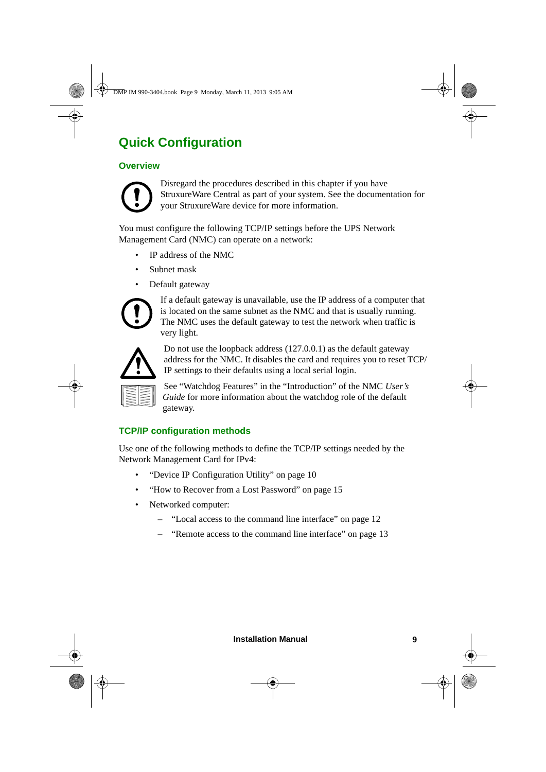# Quick Configuration

## Overview

Disregard the procedures described in this chapter if you have StruxureWare Central as part of your system. See the documentation for your StruxureWare device for more information.

You must configure the following TCP/IP settings before the UPS Network Management Card (NMC) can operate on a network:

- IP address of the NMC
- Subnet mask
- Default gateway

If a default gateway is unavailable, use the IP address of a computer that is located on the same subnet as the NMC and that is usually running. The NMC uses the default gateway to test the network when traffic is very light.

Do not use the loopback address (127.0.0.1) as the default gateway address for the NMC. It disables the card and requires you to reset TCP/IP settings to their defaults using a local serial login.

See "Watchdog Features" in the "Introduction" of the NMC *User's Guide* for more information about the watchdog role of the default gateway.

## TCP/IP configuration methods

Use one of the following methods to define the TCP/IP settings needed by the Network Management Card for IPv4:

- "Device IP Configuration Utility" on page 10
- "How to Recover from a Lost Password" on page 15
- Networked computer:
  - "Local access to the command line interface" on page 12
  - "Remote access to the command line interface" on page 13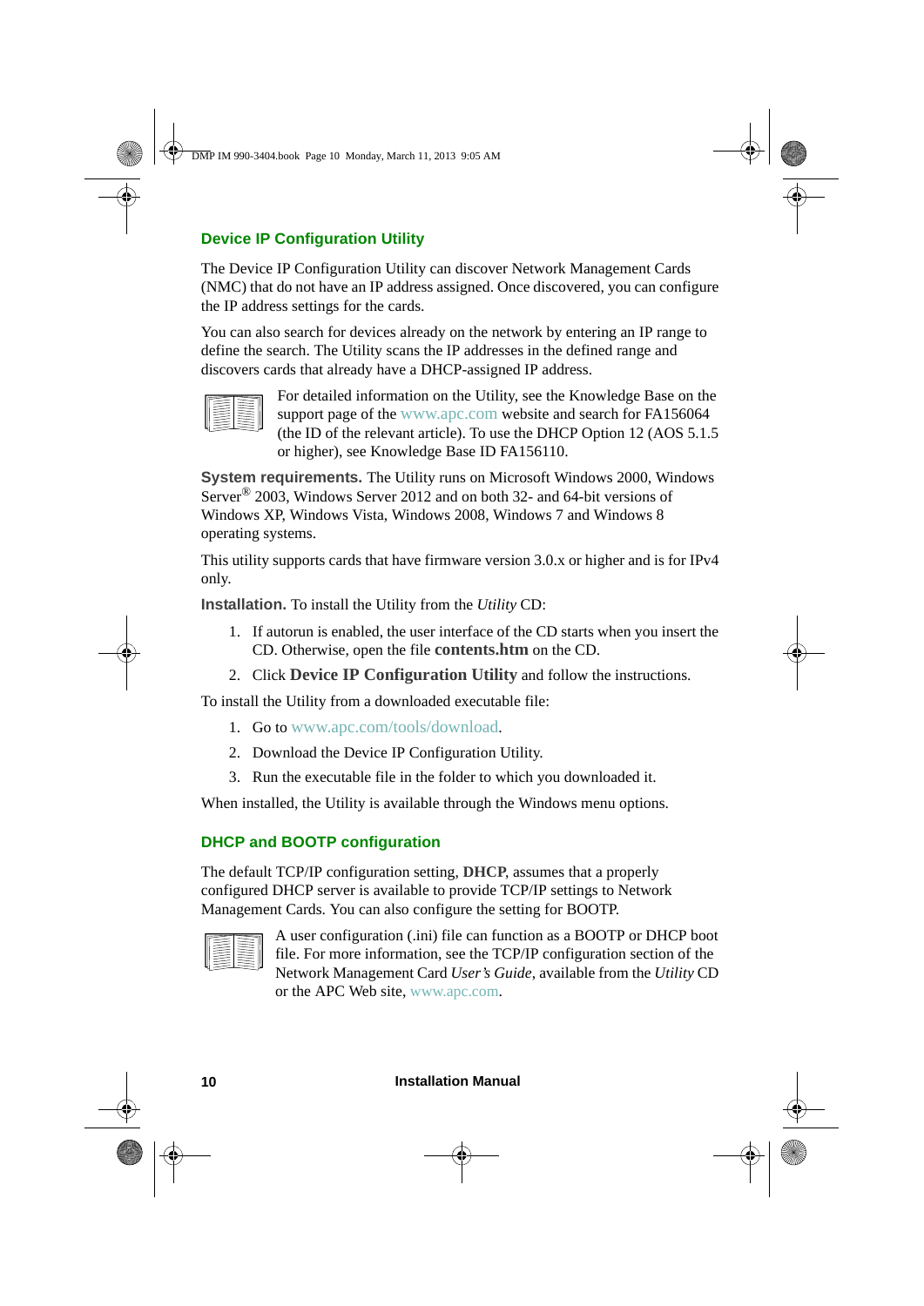## Device IP Configuration Utility

The Device IP Configuration Utility can discover Network Management Cards (NMC) that do not have an IP address assigned. Once discovered, you can configure the IP address settings for the cards.

You can also search for devices already on the network by entering an IP range to define the search. The Utility scans the IP addresses in the defined range and discovers cards that already have a DHCP-assigned IP address.

For detailed information on the Utility, see the Knowledge Base on the support page of the www.apc.com website and search for FA156064 (the ID of the relevant article). To use the DHCP Option 12 (AOS 5.1.5 or higher), see Knowledge Base ID FA156110.

**System requirements.** The Utility runs on Microsoft Windows 2000, Windows Server® 2003, Windows Server 2012 and on both 32- and 64-bit versions of Windows XP, Windows Vista, Windows 2008, Windows 7 and Windows 8 operating systems.

This utility supports cards that have firmware version 3.0.x or higher and is for IPv4 only.

**Installation.** To install the Utility from the *Utility* CD:

1. If autorun is enabled, the user interface of the CD starts when you insert the CD. Otherwise, open the file **contents.htm** on the CD.
2. Click **Device IP Configuration Utility** and follow the instructions.

To install the Utility from a downloaded executable file:

1. Go to www.apc.com/tools/download.
2. Download the Device IP Configuration Utility.
3. Run the executable file in the folder to which you downloaded it.

When installed, the Utility is available through the Windows menu options.

## DHCP and BOOTP configuration

The default TCP/IP configuration setting, **DHCP**, assumes that a properly configured DHCP server is available to provide TCP/IP settings to Network Management Cards. You can also configure the setting for BOOTP.

A user configuration (.ini) file can function as a BOOTP or DHCP boot file. For more information, see the TCP/IP configuration section of the Network Management Card *User's Guide*, available from the *Utility* CD or the APC Web site, www.apc.com.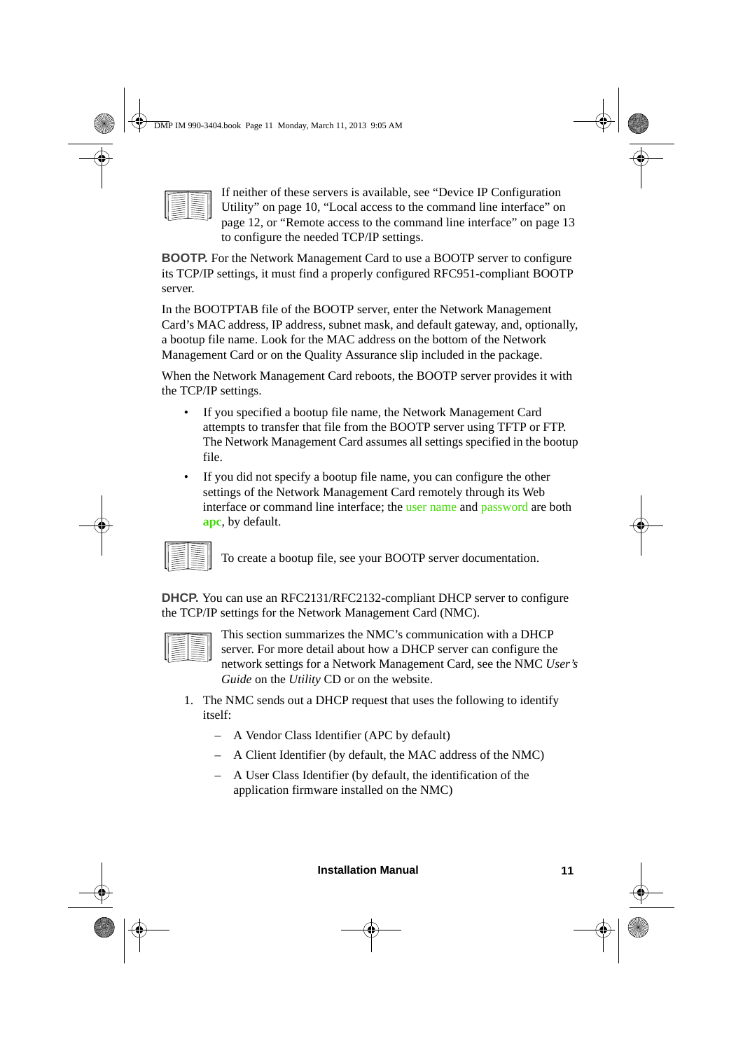If neither of these servers is available, see “Device IP Configuration Utility” on page 10, “Local access to the command line interface” on page 12, or “Remote access to the command line interface” on page 13 to configure the needed TCP/IP settings.

**BOOTP.** For the Network Management Card to use a BOOTP server to configure its TCP/IP settings, it must find a properly configured RFC951-compliant BOOTP server.

In the BOOTPTAB file of the BOOTP server, enter the Network Management Card’s MAC address, IP address, subnet mask, and default gateway, and, optionally, a bootup file name. Look for the MAC address on the bottom of the Network Management Card or on the Quality Assurance slip included in the package.

When the Network Management Card reboots, the BOOTP server provides it with the TCP/IP settings.

- If you specified a bootup file name, the Network Management Card attempts to transfer that file from the BOOTP server using TFTP or FTP. The Network Management Card assumes all settings specified in the bootup file.
- If you did not specify a bootup file name, you can configure the other settings of the Network Management Card remotely through its Web interface or command line interface; the user name and password are both **apc**, by default.

To create a bootup file, see your BOOTP server documentation.

**DHCP.** You can use an RFC2131/RFC2132-compliant DHCP server to configure the TCP/IP settings for the Network Management Card (NMC).

This section summarizes the NMC’s communication with a DHCP server. For more detail about how a DHCP server can configure the network settings for a Network Management Card, see the NMC *User’s Guide* on the *Utility* CD or on the website.

1. The NMC sends out a DHCP request that uses the following to identify itself:
   - A Vendor Class Identifier (APC by default)
   - A Client Identifier (by default, the MAC address of the NMC)
   - A User Class Identifier (by default, the identification of the application firmware installed on the NMC)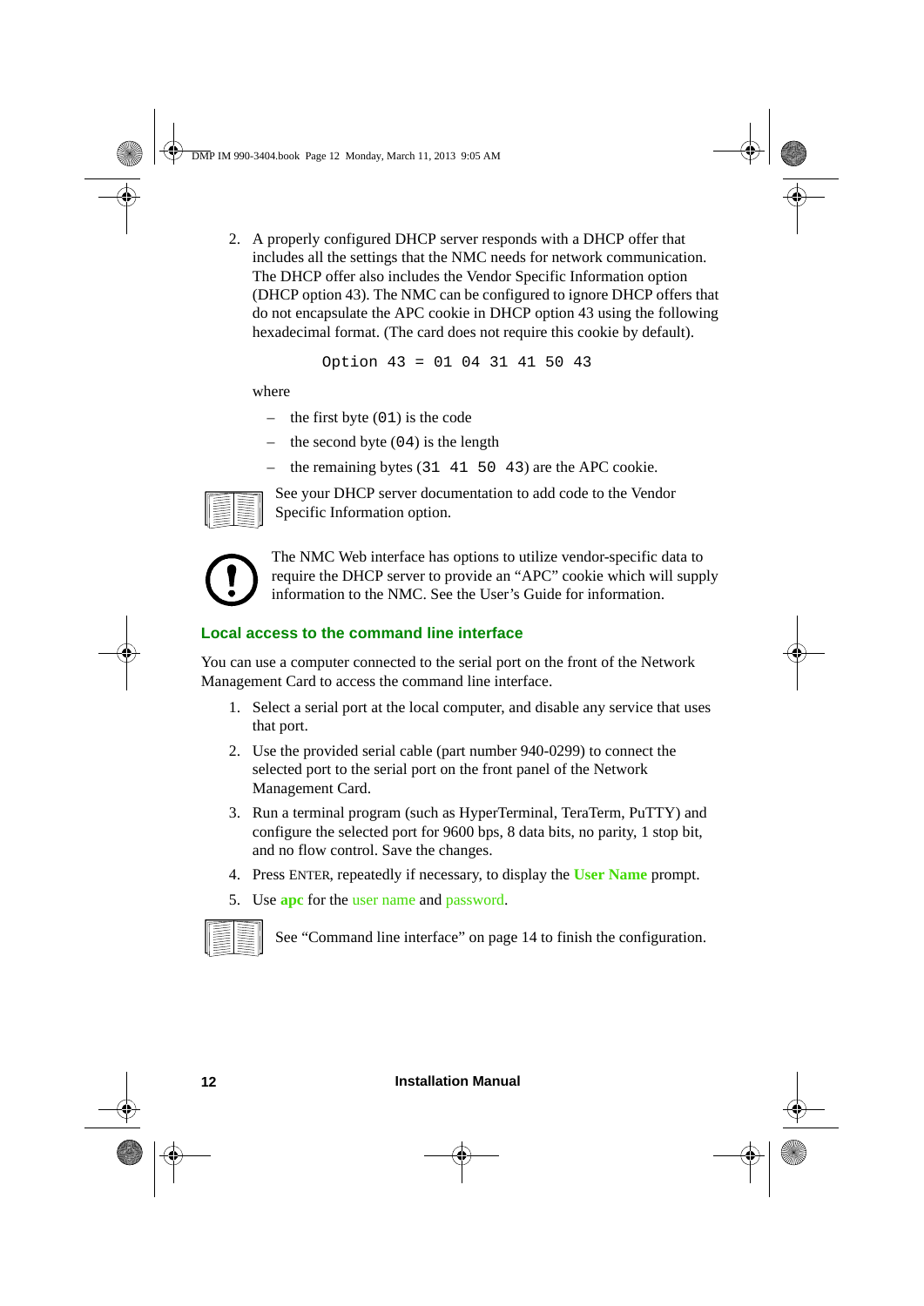2. A properly configured DHCP server responds with a DHCP offer that includes all the settings that the NMC needs for network communication. The DHCP offer also includes the Vendor Specific Information option (DHCP option 43). The NMC can be configured to ignore DHCP offers that do not encapsulate the APC cookie in DHCP option 43 using the following hexadecimal format. (The card does not require this cookie by default).

```
Option 43 = 01 04 31 41 50 43
```

   where

   – the first byte (`01`) is the code

   – the second byte (`04`) is the length

   – the remaining bytes (`31 41 50 43`) are the APC cookie.

See your DHCP server documentation to add code to the Vendor Specific Information option.

The NMC Web interface has options to utilize vendor-specific data to require the DHCP server to provide an "APC" cookie which will supply information to the NMC. See the User's Guide for information.

## Local access to the command line interface

You can use a computer connected to the serial port on the front of the Network Management Card to access the command line interface.

1. Select a serial port at the local computer, and disable any service that uses that port.
2. Use the provided serial cable (part number 940-0299) to connect the selected port to the serial port on the front panel of the Network Management Card.
3. Run a terminal program (such as HyperTerminal, TeraTerm, PuTTY) and configure the selected port for 9600 bps, 8 data bits, no parity, 1 stop bit, and no flow control. Save the changes.
4. Press ENTER, repeatedly if necessary, to display the **User Name** prompt.
5. Use **apc** for the user name and password.

See "Command line interface" on page 14 to finish the configuration.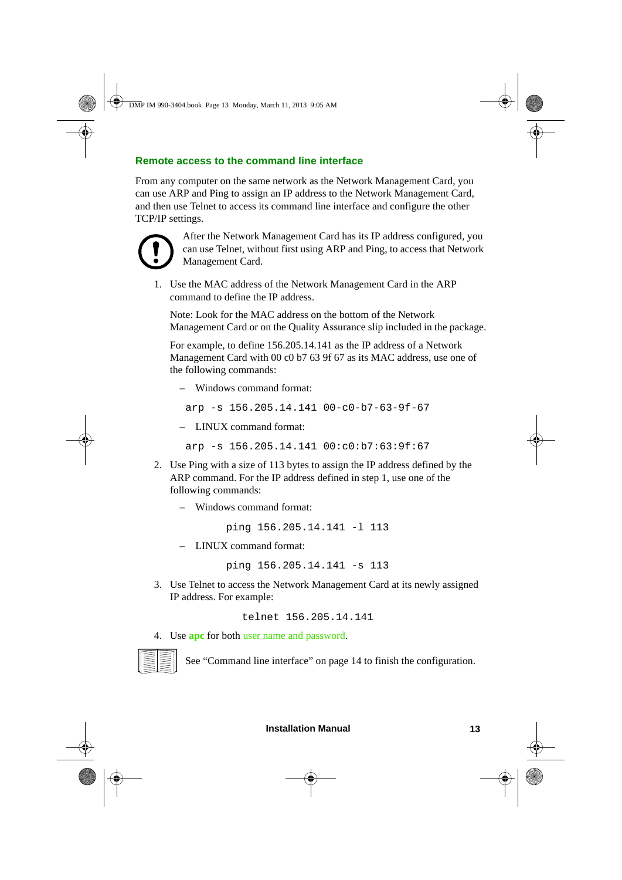## Remote access to the command line interface

From any computer on the same network as the Network Management Card, you can use ARP and Ping to assign an IP address to the Network Management Card, and then use Telnet to access its command line interface and configure the other TCP/IP settings.

After the Network Management Card has its IP address configured, you can use Telnet, without first using ARP and Ping, to access that Network Management Card.

1. Use the MAC address of the Network Management Card in the ARP command to define the IP address.

   Note: Look for the MAC address on the bottom of the Network Management Card or on the Quality Assurance slip included in the package.

   For example, to define 156.205.14.141 as the IP address of a Network Management Card with 00 c0 b7 63 9f 67 as its MAC address, use one of the following commands:

   – Windows command format:

   ```
   arp -s 156.205.14.141 00-c0-b7-63-9f-67
   ```

   – LINUX command format:

   ```
   arp -s 156.205.14.141 00:c0:b7:63:9f:67
   ```

2. Use Ping with a size of 113 bytes to assign the IP address defined by the ARP command. For the IP address defined in step 1, use one of the following commands:

   – Windows command format:

   ```
   ping 156.205.14.141 -l 113
   ```

   – LINUX command format:

   ```
   ping 156.205.14.141 -s 113
   ```

3. Use Telnet to access the Network Management Card at its newly assigned IP address. For example:

   ```
   telnet 156.205.14.141
   ```

4. Use **apc** for both user name and password.

See “Command line interface” on page 14 to finish the configuration.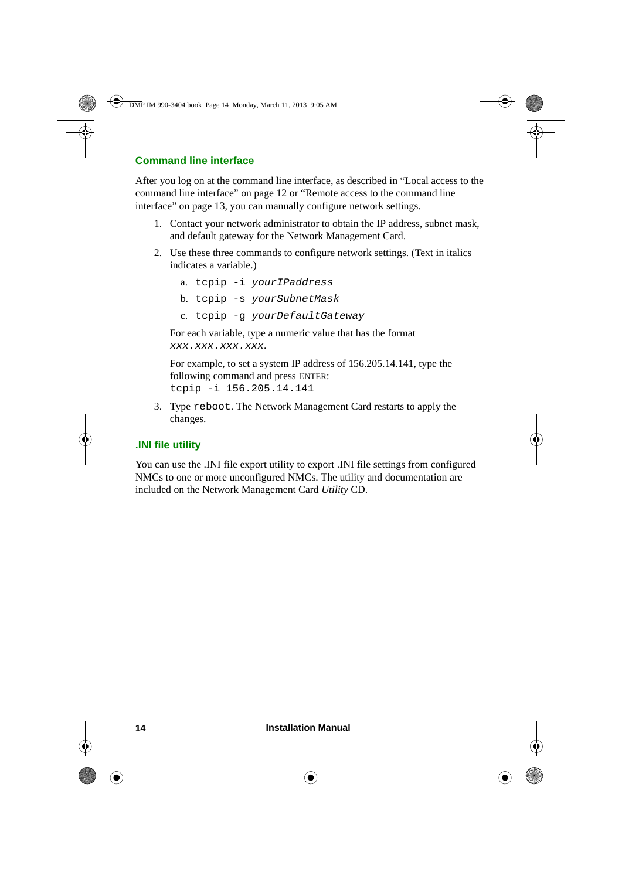## Command line interface

After you log on at the command line interface, as described in "Local access to the command line interface" on page 12 or "Remote access to the command line interface" on page 13, you can manually configure network settings.

1. Contact your network administrator to obtain the IP address, subnet mask, and default gateway for the Network Management Card.
2. Use these three commands to configure network settings. (Text in italics indicates a variable.)

   a. `tcpip -i` *`yourIPaddress`*

   b. `tcpip -s` *`yourSubnetMask`*

   c. `tcpip -g` *`yourDefaultGateway`*

   For each variable, type a numeric value that has the format *`xxx.xxx.xxx.xxx`*.

   For example, to set a system IP address of 156.205.14.141, type the following command and press ENTER:
   `tcpip -i 156.205.14.141`

3. Type `reboot`. The Network Management Card restarts to apply the changes.

## .INI file utility

You can use the .INI file export utility to export .INI file settings from configured NMCs to one or more unconfigured NMCs. The utility and documentation are included on the Network Management Card *Utility* CD.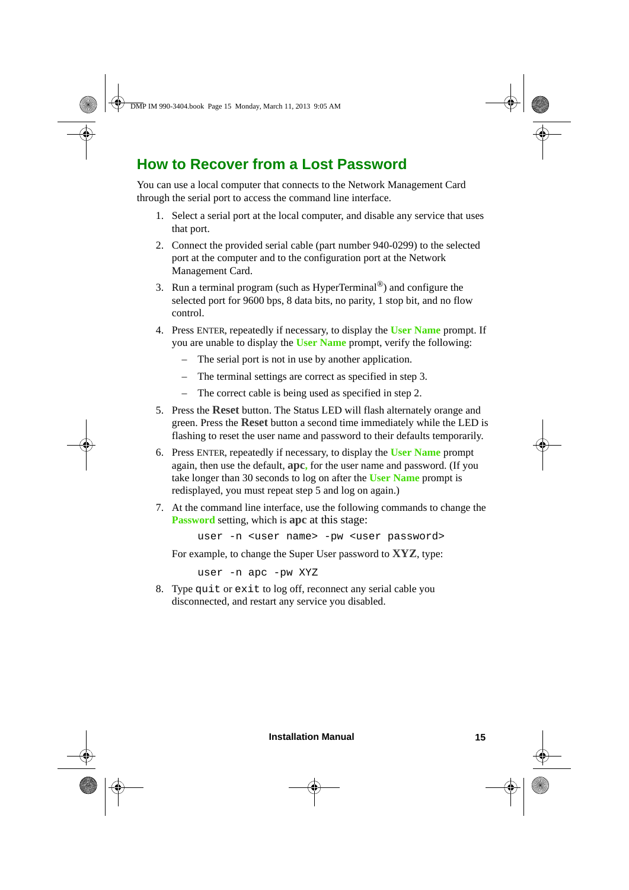## How to Recover from a Lost Password

You can use a local computer that connects to the Network Management Card through the serial port to access the command line interface.

1. Select a serial port at the local computer, and disable any service that uses that port.
2. Connect the provided serial cable (part number 940-0299) to the selected port at the computer and to the configuration port at the Network Management Card.
3. Run a terminal program (such as HyperTerminal®) and configure the selected port for 9600 bps, 8 data bits, no parity, 1 stop bit, and no flow control.
4. Press ENTER, repeatedly if necessary, to display the **User Name** prompt. If you are unable to display the **User Name** prompt, verify the following:
   - The serial port is not in use by another application.
   - The terminal settings are correct as specified in step 3.
   - The correct cable is being used as specified in step 2.
5. Press the **Reset** button. The Status LED will flash alternately orange and green. Press the **Reset** button a second time immediately while the LED is flashing to reset the user name and password to their defaults temporarily.
6. Press ENTER, repeatedly if necessary, to display the **User Name** prompt again, then use the default, **apc**, for the user name and password. (If you take longer than 30 seconds to log on after the **User Name** prompt is redisplayed, you must repeat step 5 and log on again.)
7. At the command line interface, use the following commands to change the **Password** setting, which is **apc** at this stage:

   ```
   user -n <user name> -pw <user password>
   ```

   For example, to change the Super User password to **XYZ**, type:

   ```
   user -n apc -pw XYZ
   ```

8. Type `quit` or `exit` to log off, reconnect any serial cable you disconnected, and restart any service you disabled.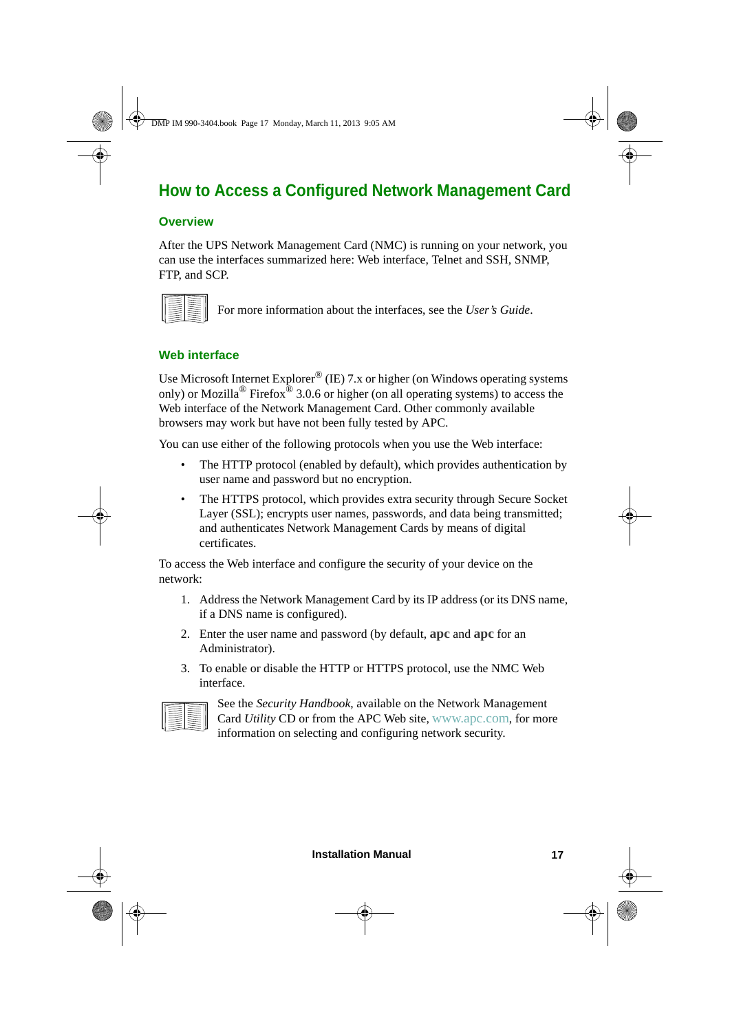# How to Access a Configured Network Management Card

## Overview

After the UPS Network Management Card (NMC) is running on your network, you can use the interfaces summarized here: Web interface, Telnet and SSH, SNMP, FTP, and SCP.

For more information about the interfaces, see the *User's Guide*.

## Web interface

Use Microsoft Internet Explorer® (IE) 7.x or higher (on Windows operating systems only) or Mozilla® Firefox® 3.0.6 or higher (on all operating systems) to access the Web interface of the Network Management Card. Other commonly available browsers may work but have not been fully tested by APC.

You can use either of the following protocols when you use the Web interface:

- The HTTP protocol (enabled by default), which provides authentication by user name and password but no encryption.
- The HTTPS protocol, which provides extra security through Secure Socket Layer (SSL); encrypts user names, passwords, and data being transmitted; and authenticates Network Management Cards by means of digital certificates.

To access the Web interface and configure the security of your device on the network:

1. Address the Network Management Card by its IP address (or its DNS name, if a DNS name is configured).
2. Enter the user name and password (by default, **apc** and **apc** for an Administrator).
3. To enable or disable the HTTP or HTTPS protocol, use the NMC Web interface.

See the *Security Handbook*, available on the Network Management Card *Utility* CD or from the APC Web site, www.apc.com, for more information on selecting and configuring network security.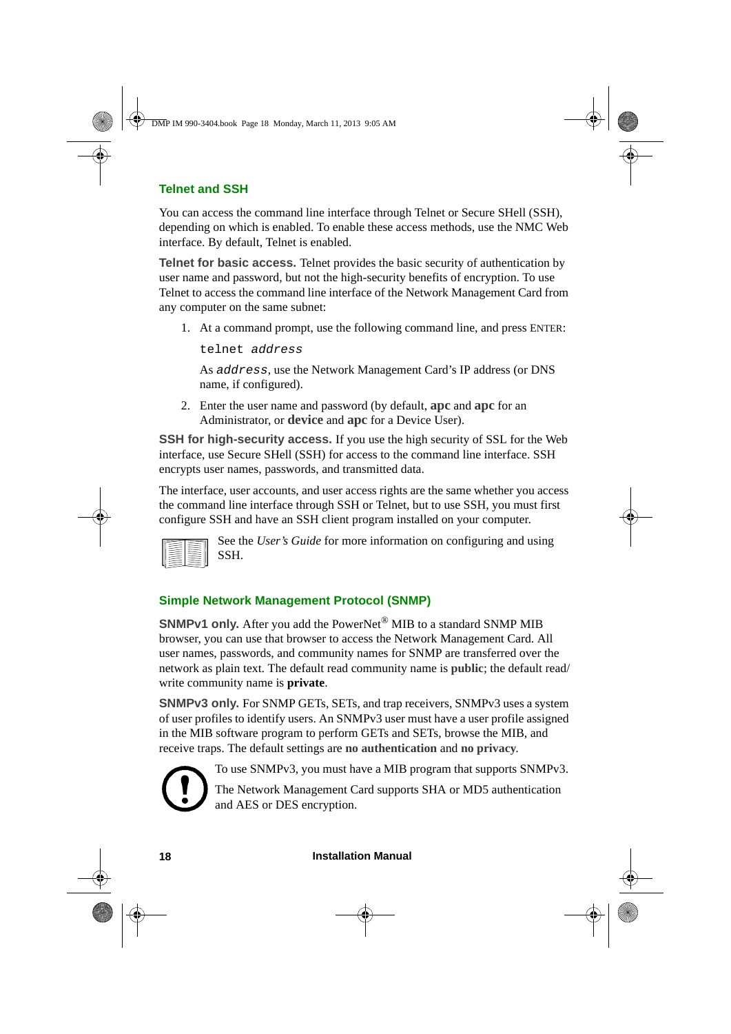### Telnet and SSH

You can access the command line interface through Telnet or Secure SHell (SSH), depending on which is enabled. To enable these access methods, use the NMC Web interface. By default, Telnet is enabled.

**Telnet for basic access.** Telnet provides the basic security of authentication by user name and password, but not the high-security benefits of encryption. To use Telnet to access the command line interface of the Network Management Card from any computer on the same subnet:

1. At a command prompt, use the following command line, and press ENTER:

   `telnet address`

   As `address`, use the Network Management Card's IP address (or DNS name, if configured).

2. Enter the user name and password (by default, **apc** and **apc** for an Administrator, or **device** and **apc** for a Device User).

**SSH for high-security access.** If you use the high security of SSL for the Web interface, use Secure SHell (SSH) for access to the command line interface. SSH encrypts user names, passwords, and transmitted data.

The interface, user accounts, and user access rights are the same whether you access the command line interface through SSH or Telnet, but to use SSH, you must first configure SSH and have an SSH client program installed on your computer.

See the *User's Guide* for more information on configuring and using SSH.

### Simple Network Management Protocol (SNMP)

**SNMPv1 only.** After you add the PowerNet® MIB to a standard SNMP MIB browser, you can use that browser to access the Network Management Card. All user names, passwords, and community names for SNMP are transferred over the network as plain text. The default read community name is **public**; the default read/write community name is **private**.

**SNMPv3 only.** For SNMP GETs, SETs, and trap receivers, SNMPv3 uses a system of user profiles to identify users. An SNMPv3 user must have a user profile assigned in the MIB software program to perform GETs and SETs, browse the MIB, and receive traps. The default settings are **no authentication** and **no privacy**.

To use SNMPv3, you must have a MIB program that supports SNMPv3.

The Network Management Card supports SHA or MD5 authentication and AES or DES encryption.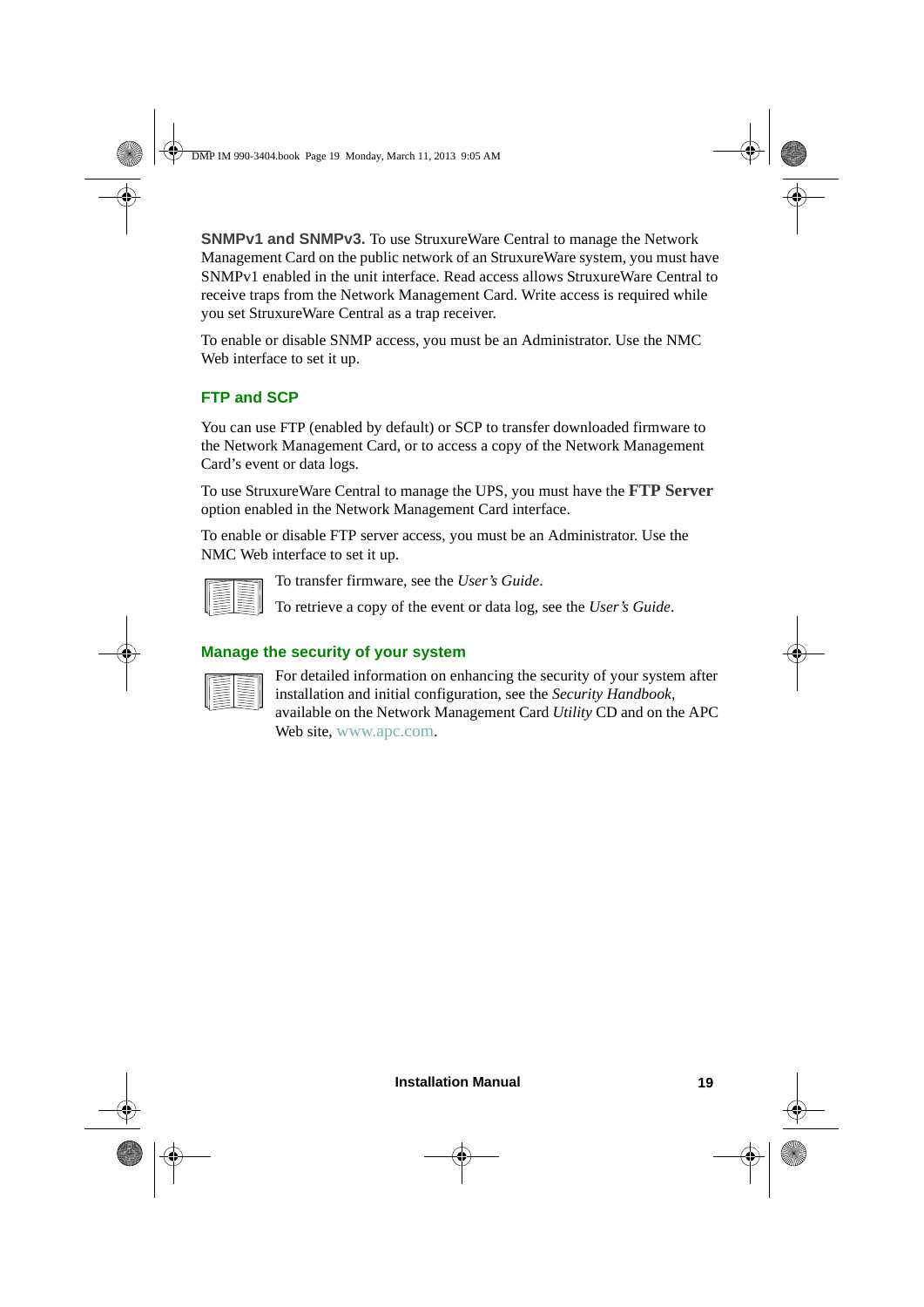**SNMPv1 and SNMPv3.** To use StruxureWare Central to manage the Network Management Card on the public network of an StruxureWare system, you must have SNMPv1 enabled in the unit interface. Read access allows StruxureWare Central to receive traps from the Network Management Card. Write access is required while you set StruxureWare Central as a trap receiver.

To enable or disable SNMP access, you must be an Administrator. Use the NMC Web interface to set it up.

### FTP and SCP

You can use FTP (enabled by default) or SCP to transfer downloaded firmware to the Network Management Card, or to access a copy of the Network Management Card's event or data logs.

To use StruxureWare Central to manage the UPS, you must have the **FTP Server** option enabled in the Network Management Card interface.

To enable or disable FTP server access, you must be an Administrator. Use the NMC Web interface to set it up.

To transfer firmware, see the *User's Guide*.

To retrieve a copy of the event or data log, see the *User's Guide*.

### Manage the security of your system

For detailed information on enhancing the security of your system after installation and initial configuration, see the *Security Handbook*, available on the Network Management Card *Utility* CD and on the APC Web site, www.apc.com.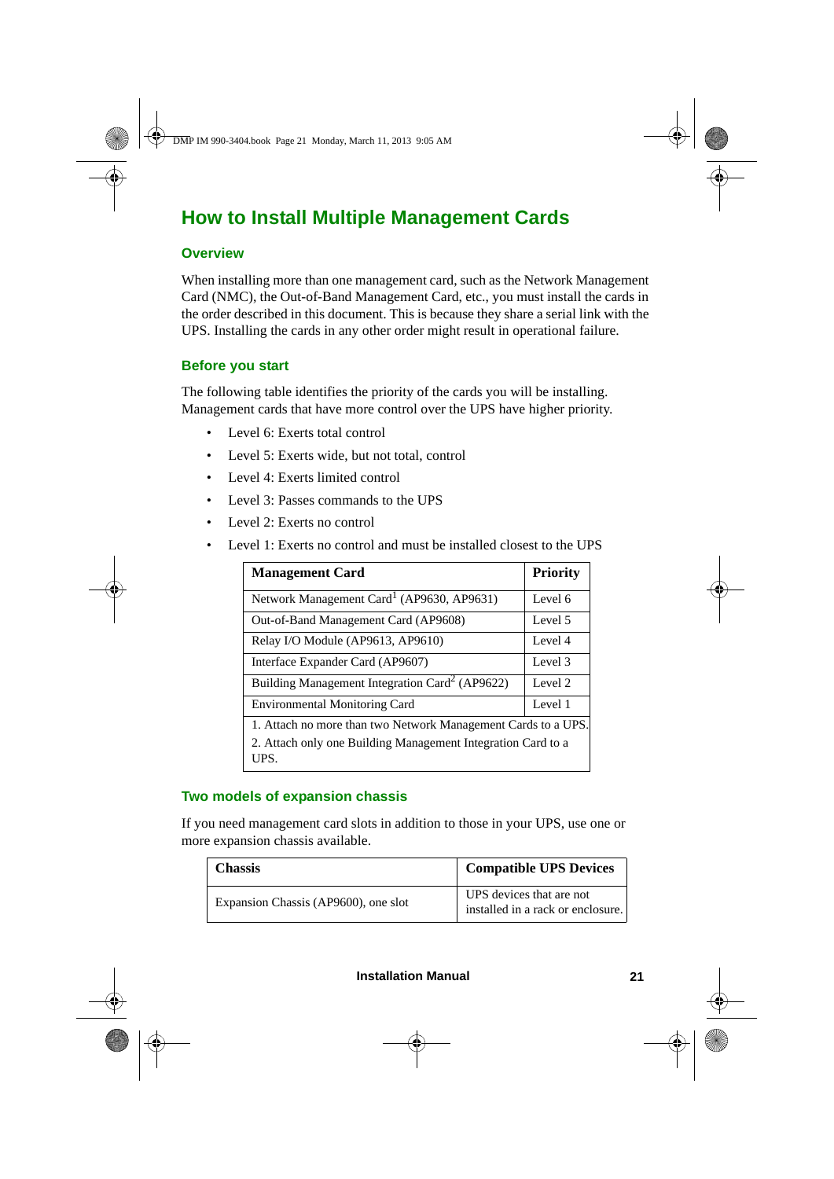# How to Install Multiple Management Cards

## Overview

When installing more than one management card, such as the Network Management Card (NMC), the Out-of-Band Management Card, etc., you must install the cards in the order described in this document. This is because they share a serial link with the UPS. Installing the cards in any other order might result in operational failure.

## Before you start

The following table identifies the priority of the cards you will be installing. Management cards that have more control over the UPS have higher priority.

- Level 6: Exerts total control
- Level 5: Exerts wide, but not total, control
- Level 4: Exerts limited control
- Level 3: Passes commands to the UPS
- Level 2: Exerts no control
- Level 1: Exerts no control and must be installed closest to the UPS

| Management Card | Priority |
|---|---|
| Network Management Card[1] (AP9630, AP9631) | Level 6 |
| Out-of-Band Management Card (AP9608) | Level 5 |
| Relay I/O Module (AP9613, AP9610) | Level 4 |
| Interface Expander Card (AP9607) | Level 3 |
| Building Management Integration Card[2] (AP9622) | Level 2 |
| Environmental Monitoring Card | Level 1 |

1. Attach no more than two Network Management Cards to a UPS.
2. Attach only one Building Management Integration Card to a UPS.

## Two models of expansion chassis

If you need management card slots in addition to those in your UPS, use one or more expansion chassis available.

| Chassis | Compatible UPS Devices |
|---|---|
| Expansion Chassis (AP9600), one slot | UPS devices that are not installed in a rack or enclosure. |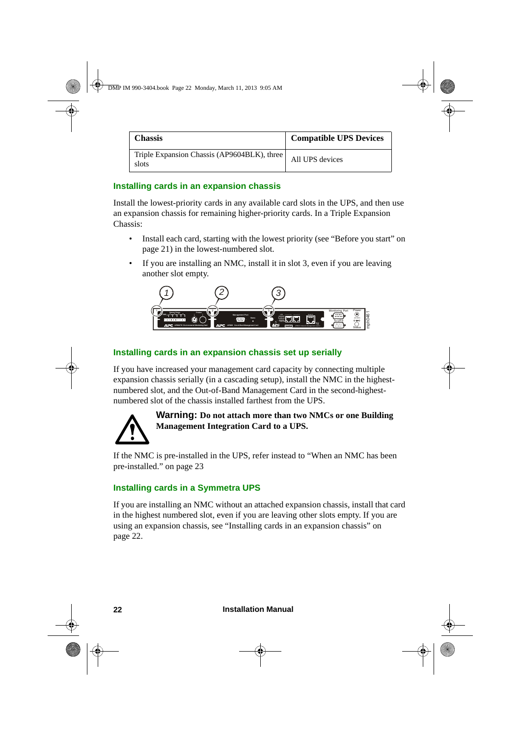| Chassis | Compatible UPS Devices |
| --- | --- |
| Triple Expansion Chassis (AP9604BLK), three slots | All UPS devices |

### Installing cards in an expansion chassis

Install the lowest-priority cards in any available card slots in the UPS, and then use an expansion chassis for remaining higher-priority cards. In a Triple Expansion Chassis:

- Install each card, starting with the lowest priority (see "Before you start" on page 21) in the lowest-numbered slot.
- If you are installing an NMC, install it in slot 3, even if you are leaving another slot empty.

### Installing cards in an expansion chassis set up serially

If you have increased your management card capacity by connecting multiple expansion chassis serially (in a cascading setup), install the NMC in the highest-numbered slot, and the Out-of-Band Management Card in the second-highest-numbered slot of the chassis installed farthest from the UPS.

**Warning: Do not attach more than two NMCs or one Building Management Integration Card to a UPS.**

If the NMC is pre-installed in the UPS, refer instead to "When an NMC has been pre-installed." on page 23

### Installing cards in a Symmetra UPS

If you are installing an NMC without an attached expansion chassis, install that card in the highest numbered slot, even if you are leaving other slots empty. If you are using an expansion chassis, see "Installing cards in an expansion chassis" on page 22.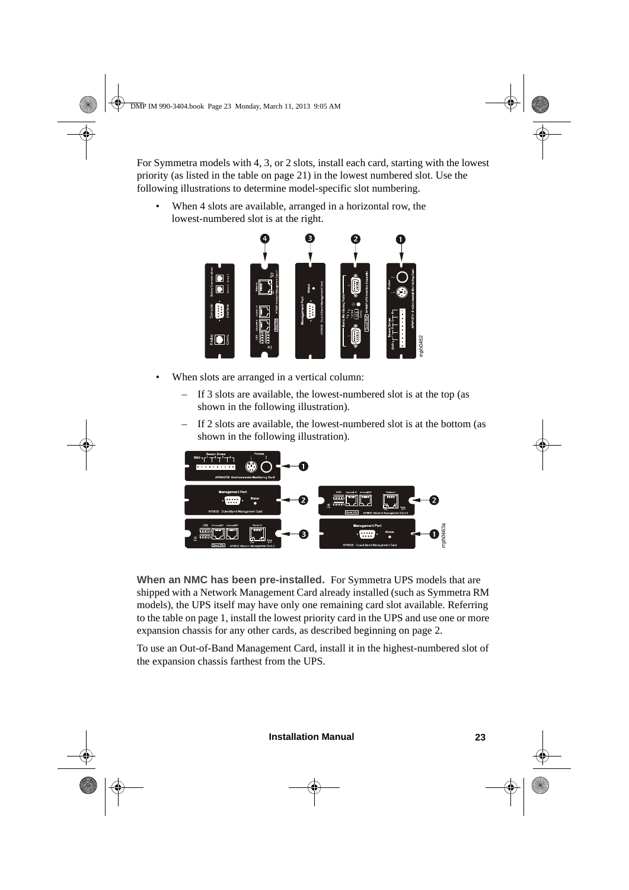For Symmetra models with 4, 3, or 2 slots, install each card, starting with the lowest priority (as listed in the table on page 21) in the lowest numbered slot. Use the following illustrations to determine model-specific slot numbering.

- When 4 slots are available, arranged in a horizontal row, the lowest-numbered slot is at the right.

- When slots are arranged in a vertical column:
  - If 3 slots are available, the lowest-numbered slot is at the top (as shown in the following illustration).
  - If 2 slots are available, the lowest-numbered slot is at the bottom (as shown in the following illustration).

**When an NMC has been pre-installed.** For Symmetra UPS models that are shipped with a Network Management Card already installed (such as Symmetra RM models), the UPS itself may have only one remaining card slot available. Referring to the table on page 1, install the lowest priority card in the UPS and use one or more expansion chassis for any other cards, as described beginning on page 2.

To use an Out-of-Band Management Card, install it in the highest-numbered slot of the expansion chassis farthest from the UPS.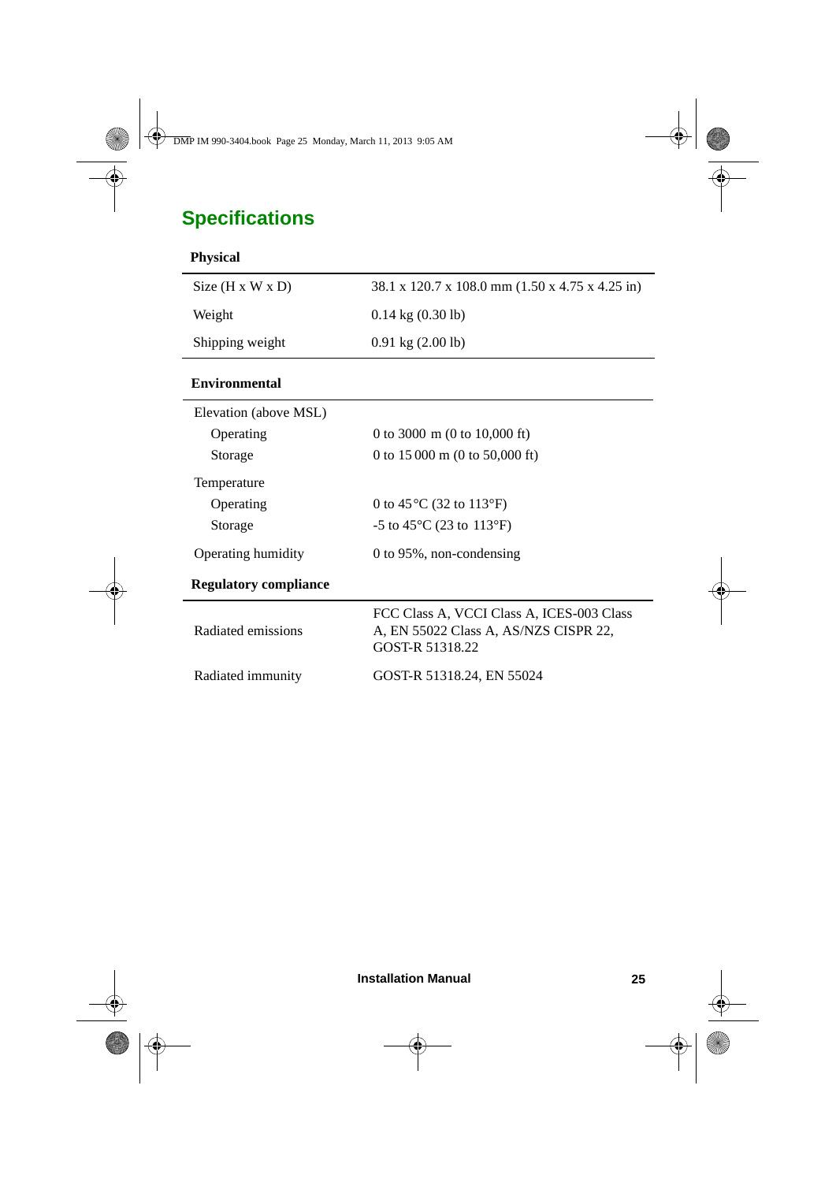# Specifications

**Physical**

| | |
|---|---|
| Size (H x W x D) | 38.1 x 120.7 x 108.0 mm (1.50 x 4.75 x 4.25 in) |
| Weight | 0.14 kg (0.30 lb) |
| Shipping weight | 0.91 kg (2.00 lb) |

**Environmental**

| | |
|---|---|
| Elevation (above MSL) | |
| Operating | 0 to 3000 m (0 to 10,000 ft) |
| Storage | 0 to 15 000 m (0 to 50,000 ft) |
| Temperature | |
| Operating | 0 to 45 °C (32 to 113°F) |
| Storage | -5 to 45°C (23 to 113°F) |
| Operating humidity | 0 to 95%, non-condensing |

**Regulatory compliance**

| | |
|---|---|
| Radiated emissions | FCC Class A, VCCI Class A, ICES-003 Class A, EN 55022 Class A, AS/NZS CISPR 22, GOST-R 51318.22 |
| Radiated immunity | GOST-R 51318.24, EN 55024 |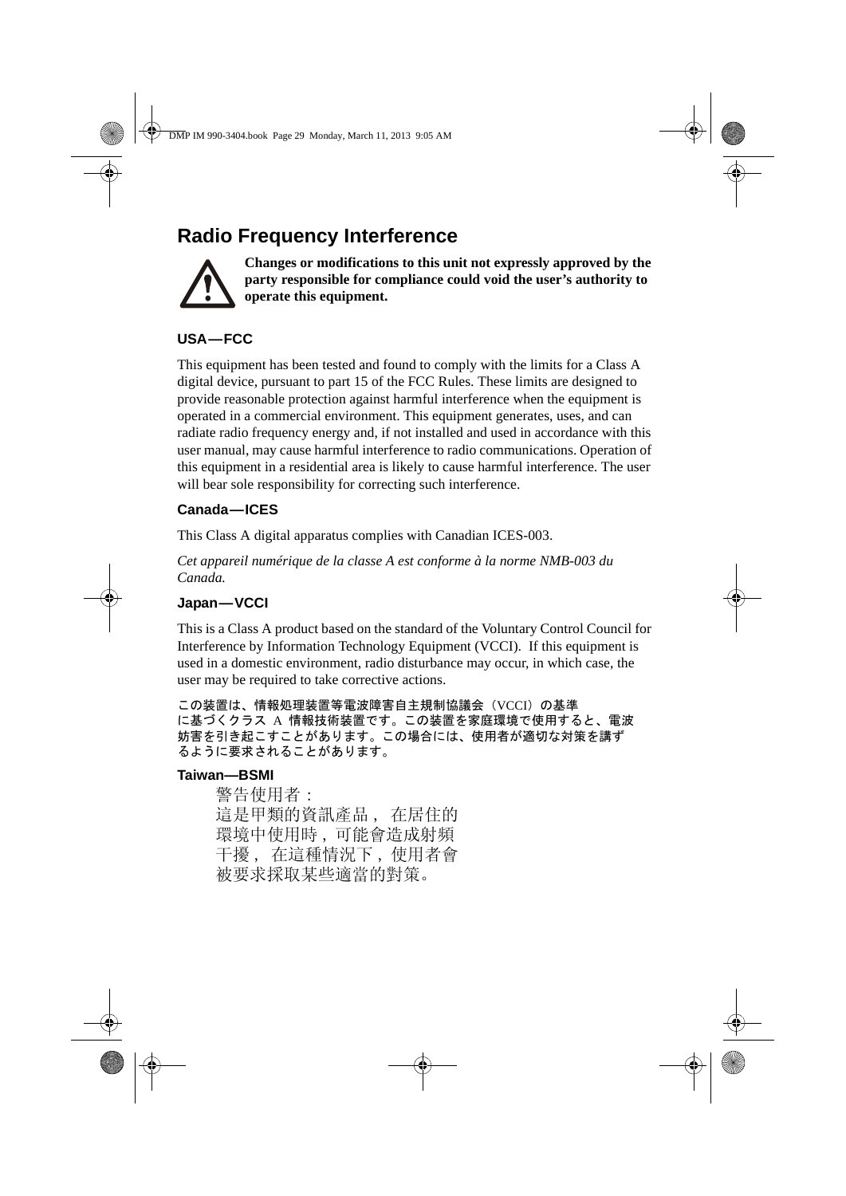## Radio Frequency Interference

**Changes or modifications to this unit not expressly approved by the party responsible for compliance could void the user's authority to operate this equipment.**

### USA—FCC

This equipment has been tested and found to comply with the limits for a Class A digital device, pursuant to part 15 of the FCC Rules. These limits are designed to provide reasonable protection against harmful interference when the equipment is operated in a commercial environment. This equipment generates, uses, and can radiate radio frequency energy and, if not installed and used in accordance with this user manual, may cause harmful interference to radio communications. Operation of this equipment in a residential area is likely to cause harmful interference. The user will bear sole responsibility for correcting such interference.

### Canada—ICES

This Class A digital apparatus complies with Canadian ICES-003.

*Cet appareil numérique de la classe A est conforme à la norme NMB-003 du Canada.*

### Japan—VCCI

This is a Class A product based on the standard of the Voluntary Control Council for Interference by Information Technology Equipment (VCCI). If this equipment is used in a domestic environment, radio disturbance may occur, in which case, the user may be required to take corrective actions.

この装置は、情報処理装置等電波障害自主規制協議会（VCCI）の基準に基づくクラス A 情報技術装置です。この装置を家庭環境で使用すると、電波妨害を引き起こすことがあります。この場合には、使用者が適切な対策を講ずるように要求されることがあります。

### Taiwan—BSMI

警告使用者：
這是甲類的資訊產品，在居住的環境中使用時，可能會造成射頻干擾，在這種情況下，使用者會被要求採取某些適當的對策。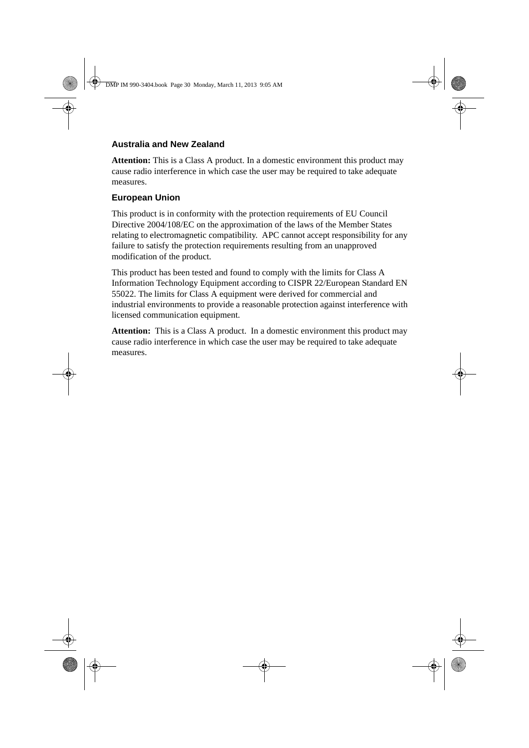### Australia and New Zealand

**Attention:** This is a Class A product. In a domestic environment this product may cause radio interference in which case the user may be required to take adequate measures.

### European Union

This product is in conformity with the protection requirements of EU Council Directive 2004/108/EC on the approximation of the laws of the Member States relating to electromagnetic compatibility. APC cannot accept responsibility for any failure to satisfy the protection requirements resulting from an unapproved modification of the product.

This product has been tested and found to comply with the limits for Class A Information Technology Equipment according to CISPR 22/European Standard EN 55022. The limits for Class A equipment were derived for commercial and industrial environments to provide a reasonable protection against interference with licensed communication equipment.

**Attention:** This is a Class A product. In a domestic environment this product may cause radio interference in which case the user may be required to take adequate measures.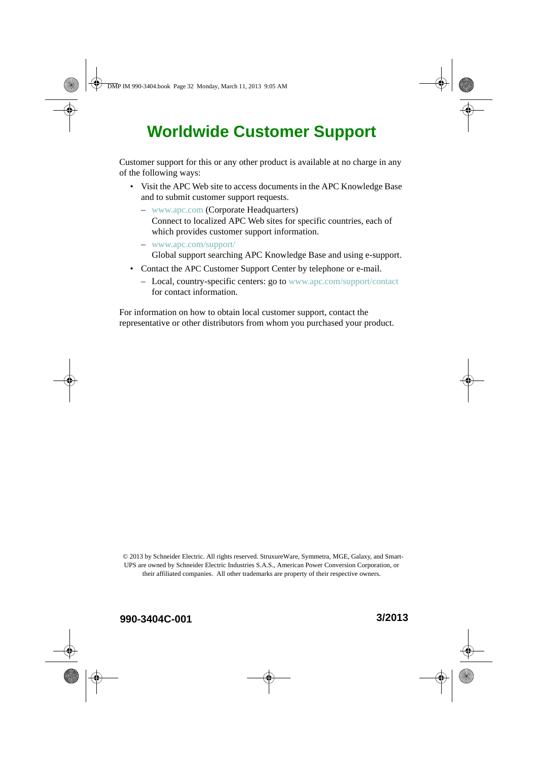# Worldwide Customer Support

Customer support for this or any other product is available at no charge in any of the following ways:

- Visit the APC Web site to access documents in the APC Knowledge Base and to submit customer support requests.
  - www.apc.com (Corporate Headquarters)
    Connect to localized APC Web sites for specific countries, each of which provides customer support information.
  - www.apc.com/support/
    Global support searching APC Knowledge Base and using e-support.
- Contact the APC Customer Support Center by telephone or e-mail.
  - Local, country-specific centers: go to www.apc.com/support/contact for contact information.

For information on how to obtain local customer support, contact the representative or other distributors from whom you purchased your product.

© 2013 by Schneider Electric. All rights reserved. StruxureWare, Symmetra, MGE, Galaxy, and Smart-UPS are owned by Schneider Electric Industries S.A.S., American Power Conversion Corporation, or their affiliated companies. All other trademarks are property of their respective owners.

**990-3404C-001** **3/2013**